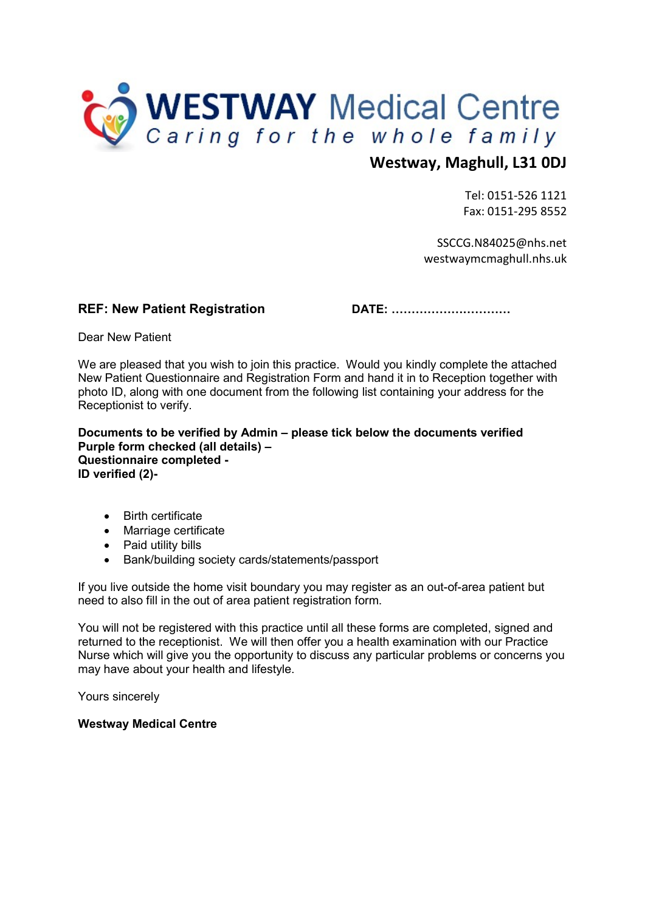# WESTWAY Medical Centre

*Caring for the whole family*

**Westway, Maghull, L31 0DJ**

Tel: 0151-526 1121
Fax: 0151-295 8552

SSCCG.N84025@nhs.net
westwaymcmaghull.nhs.uk

**REF: New Patient Registration** **DATE: ..............................**

Dear New Patient

We are pleased that you wish to join this practice. Would you kindly complete the attached New Patient Questionnaire and Registration Form and hand it in to Reception together with photo ID, along with one document from the following list containing your address for the Receptionist to verify.

**Documents to be verified by Admin – please tick below the documents verified**
**Purple form checked (all details) –**
**Questionnaire completed -**
**ID verified (2)-**

- Birth certificate
- Marriage certificate
- Paid utility bills
- Bank/building society cards/statements/passport

If you live outside the home visit boundary you may register as an out-of-area patient but need to also fill in the out of area patient registration form.

You will not be registered with this practice until all these forms are completed, signed and returned to the receptionist. We will then offer you a health examination with our Practice Nurse which will give you the opportunity to discuss any particular problems or concerns you may have about your health and lifestyle.

Yours sincerely

**Westway Medical Centre**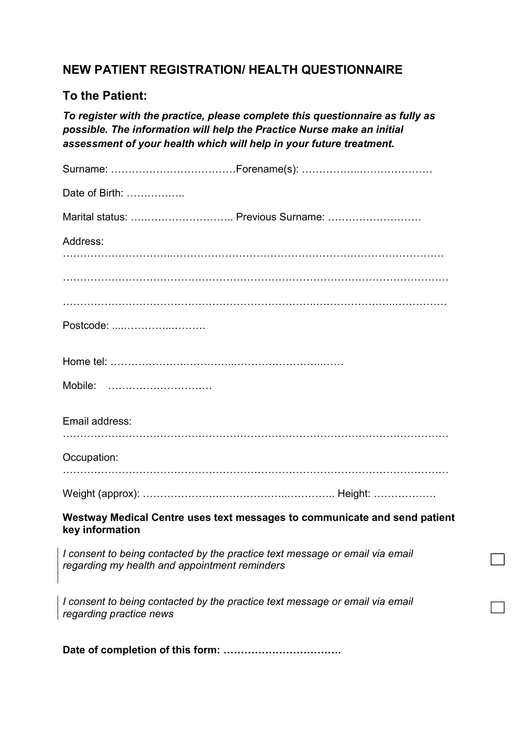## NEW PATIENT REGISTRATION/ HEALTH QUESTIONNAIRE

### To the Patient:

***To register with the practice, please complete this questionnaire as fully as possible. The information will help the Practice Nurse make an initial assessment of your health which will help in your future treatment.***

Surname: ………………………………Forename(s): ……………..…………………

Date of Birth: ……………..

Marital status: ….…………………….. Previous Surname: ………………………

Address:
…………………………...……………………….……………………………….…………

…………………………………………………………………………………………………

……………………………………………………………….…………………...……………

Postcode: ....………...……….

Home tel: ……………….………..………………………..……

Mobile: …………………………

Email address:
…………………………………………………………………………………………………

Occupation:
……………………………………………………….………………………………………

Weight (approx): ………………….……………..………….. Height: ………………

**Westway Medical Centre uses text messages to communicate and send patient key information**

*I consent to being contacted by the practice text message or email via email regarding my health and appointment reminders* ☐

*I consent to being contacted by the practice text message or email via email regarding practice news* ☐

**Date of completion of this form: …………………………….**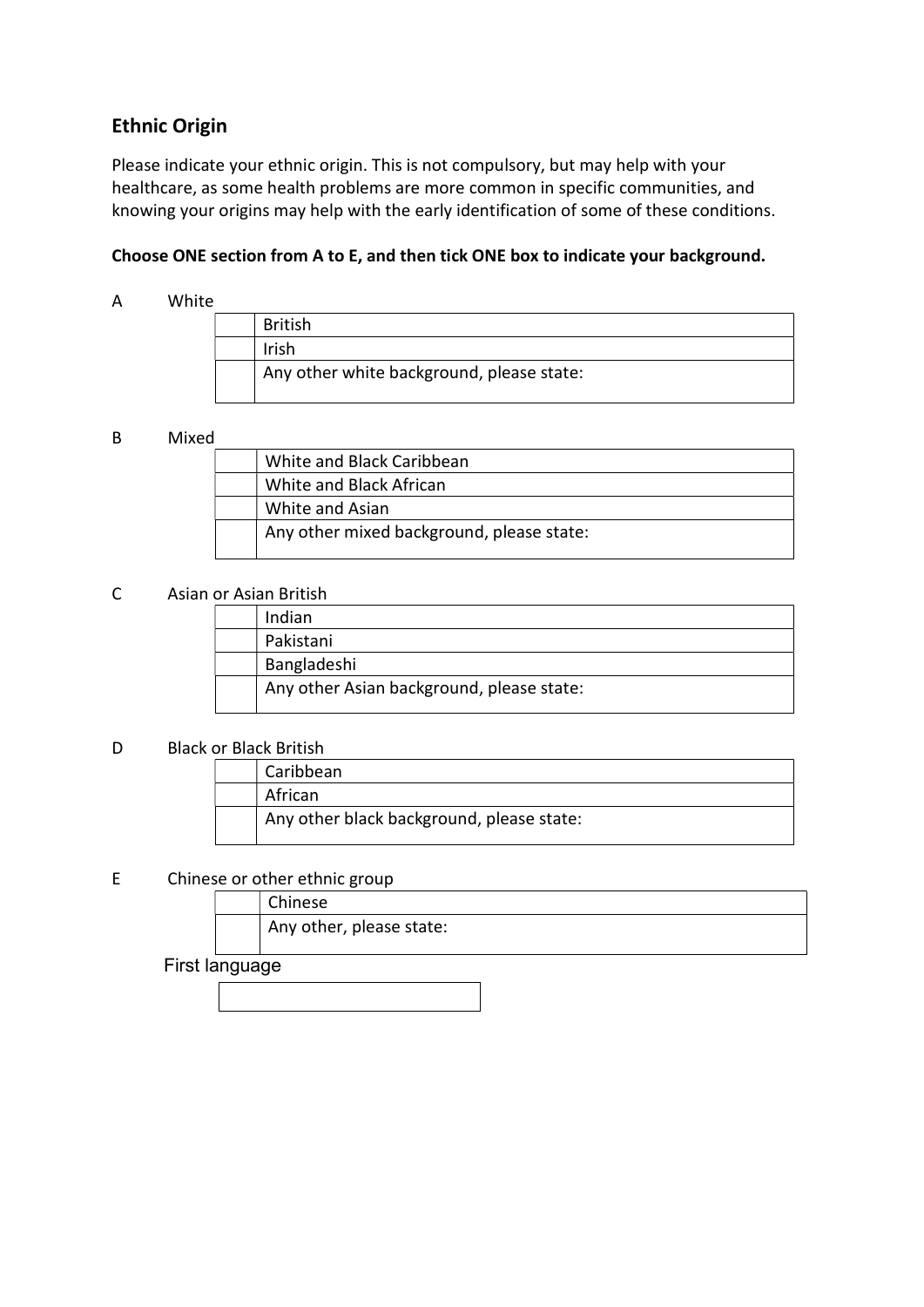## Ethnic Origin

Please indicate your ethnic origin. This is not compulsory, but may help with your healthcare, as some health problems are more common in specific communities, and knowing your origins may help with the early identification of some of these conditions.

**Choose ONE section from A to E, and then tick ONE box to indicate your background.**

A White

| | |
|---|---|
| | British |
| | Irish |
| | Any other white background, please state: |

B Mixed

| | |
|---|---|
| | White and Black Caribbean |
| | White and Black African |
| | White and Asian |
| | Any other mixed background, please state: |

C Asian or Asian British

| | |
|---|---|
| | Indian |
| | Pakistani |
| | Bangladeshi |
| | Any other Asian background, please state: |

D Black or Black British

| | |
|---|---|
| | Caribbean |
| | African |
| | Any other black background, please state: |

E Chinese or other ethnic group

| | |
|---|---|
| | Chinese |
| | Any other, please state: |

First language

| |
|---|
| |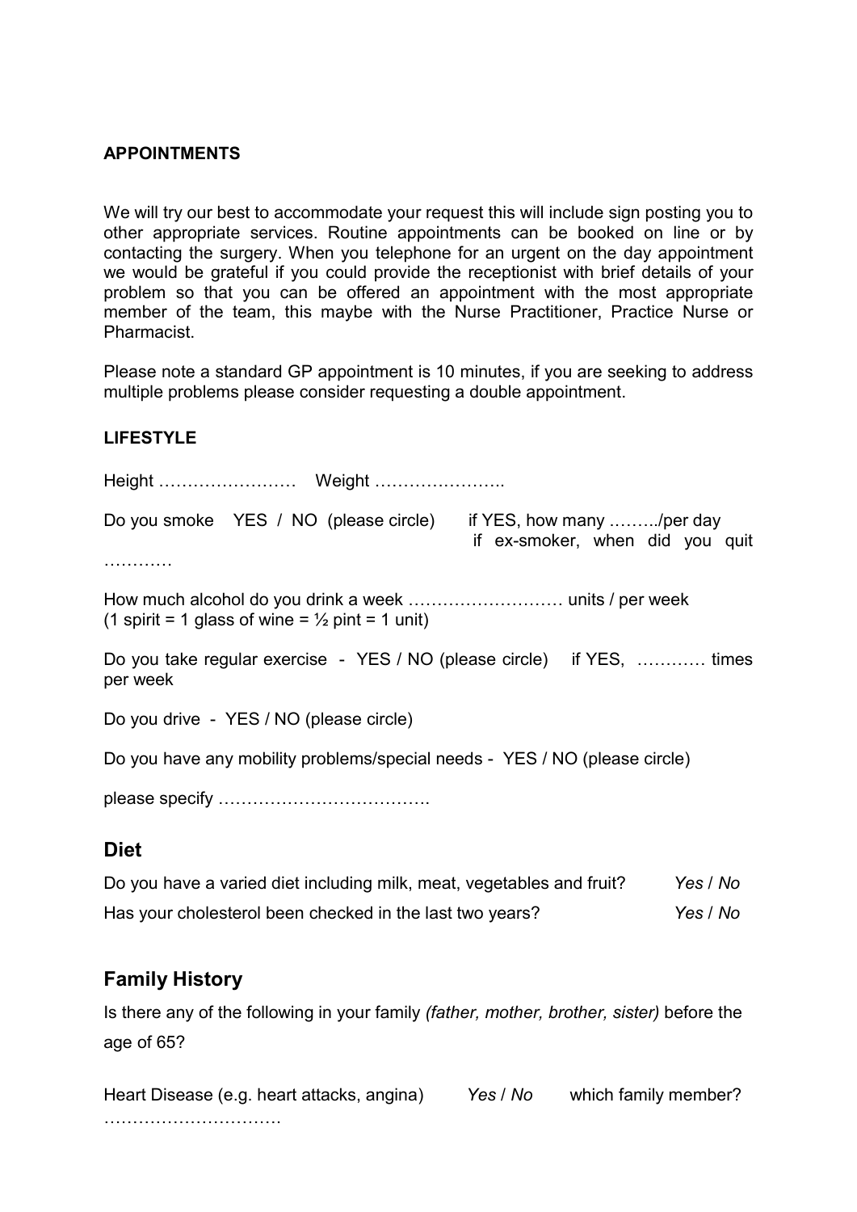**APPOINTMENTS**

We will try our best to accommodate your request this will include sign posting you to other appropriate services. Routine appointments can be booked on line or by contacting the surgery. When you telephone for an urgent on the day appointment we would be grateful if you could provide the receptionist with brief details of your problem so that you can be offered an appointment with the most appropriate member of the team, this maybe with the Nurse Practitioner, Practice Nurse or Pharmacist.

Please note a standard GP appointment is 10 minutes, if you are seeking to address multiple problems please consider requesting a double appointment.

**LIFESTYLE**

Height …………………… Weight …………………..

Do you smoke YES / NO (please circle) if YES, how many ……../per day if ex-smoker, when did you quit …………

How much alcohol do you drink a week ……………………… units / per week
(1 spirit = 1 glass of wine = ½ pint = 1 unit)

Do you take regular exercise - YES / NO (please circle) if YES, ………… times per week

Do you drive - YES / NO (please circle)

Do you have any mobility problems/special needs - YES / NO (please circle)

please specify ……………………………….

## Diet

Do you have a varied diet including milk, meat, vegetables and fruit? *Yes* / *No*

Has your cholesterol been checked in the last two years? *Yes* / *No*

## Family History

Is there any of the following in your family *(father, mother, brother, sister)* before the age of 65?

Heart Disease (e.g. heart attacks, angina) *Yes* / *No* which family member? ………………………….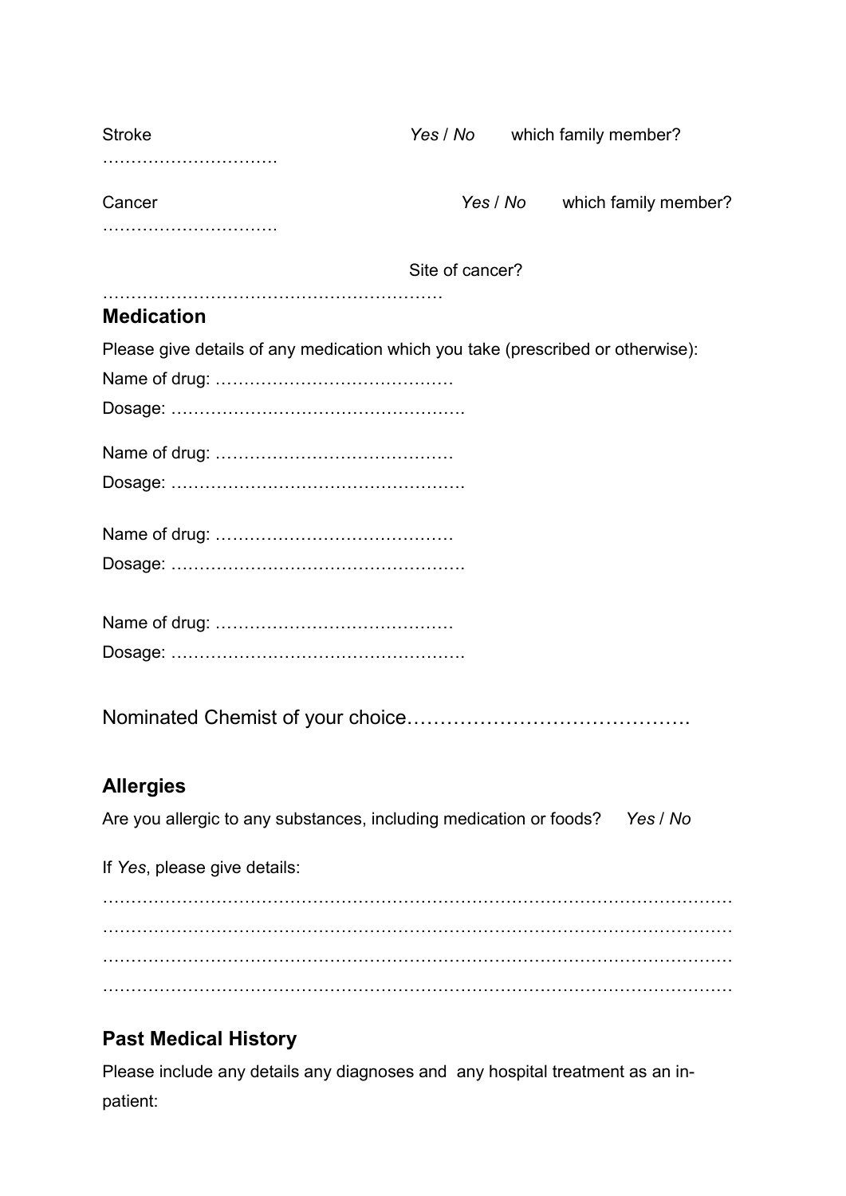Stroke *Yes* / *No* which family member? …………………………

Cancer *Yes* / *No* which family member? …………………………

Site of cancer? ……………………………………………………

## Medication

Please give details of any medication which you take (prescribed or otherwise):

Name of drug: ……………………………………

Dosage: …………………………………………….

Name of drug: ……………………………………

Dosage: …………………………………………….

Name of drug: ……………………………………

Dosage: …………………………………………….

Name of drug: ……………………………………

Dosage: …………………………………………….

Nominated Chemist of your choice…………………………………….

## Allergies

Are you allergic to any substances, including medication or foods? *Yes* / *No*

If *Yes*, please give details:

……………………………………………………………………………………………

……………………………………………………………………………………………

……………………………………………………………………………………………

……………………………………………………………………………………………

## Past Medical History

Please include any details any diagnoses and any hospital treatment as an in-patient: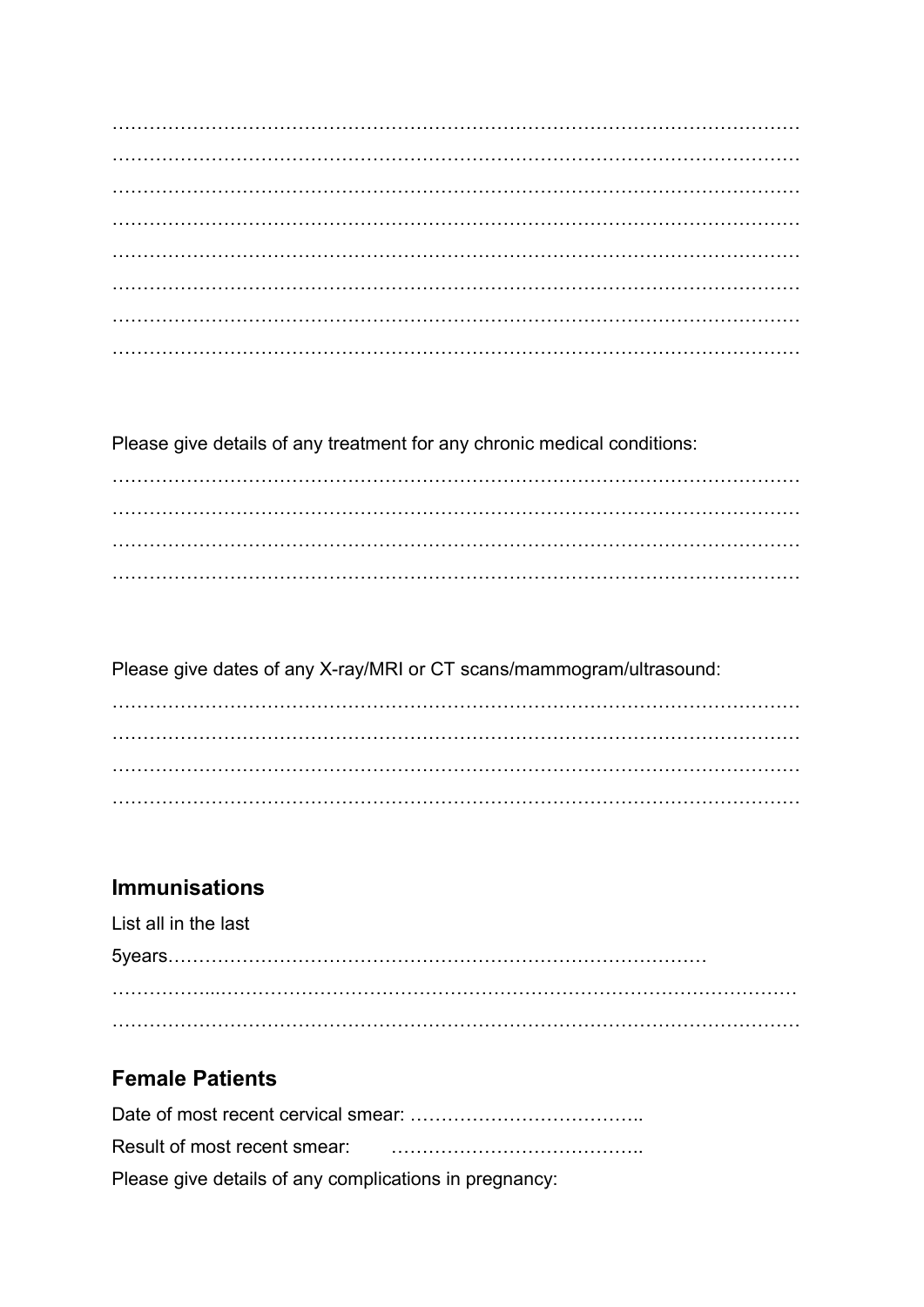…………………………………………………………………………………………………
…………………………………………………………………………………………………
…………………………………………………………………………………………………
…………………………………………………………………………………………………
…………………………………………………………………………………………………
…………………………………………………………………………………………………
…………………………………………………………………………………………………
…………………………………………………………………………………………………

Please give details of any treatment for any chronic medical conditions:

…………………………………………………………………………………………………
…………………………………………………………………………………………………
…………………………………………………………………………………………………
…………………………………………………………………………………………………

Please give dates of any X-ray/MRI or CT scans/mammogram/ultrasound:

…………………………………………………………………………………………………
…………………………………………………………………………………………………
…………………………………………………………………………………………………
…………………………………………………………………………………………………

## Immunisations

List all in the last 5years……………………………………………………………………………
……………...………………………………………………………………………………
…………………………………………………………………………………………………

## Female Patients

Date of most recent cervical smear: ………………………………..

Result of most recent smear: …………………………………..

Please give details of any complications in pregnancy: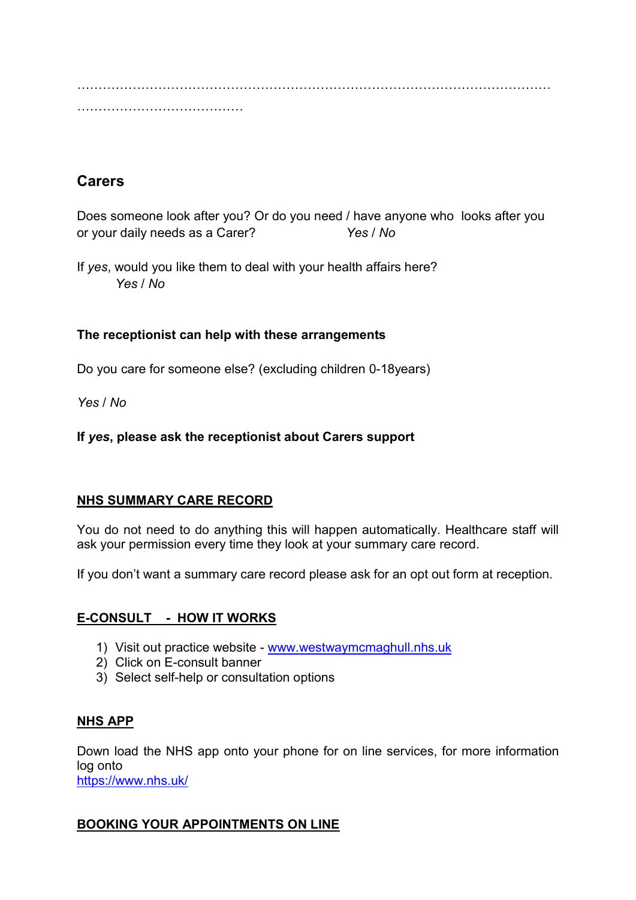……………………………………………………………………………………………………
…………………………………

## Carers

Does someone look after you? Or do you need / have anyone who looks after you or your daily needs as a Carer? *Yes* / *No*

If *yes*, would you like them to deal with your health affairs here? *Yes* / *No*

**The receptionist can help with these arrangements**

Do you care for someone else? (excluding children 0-18years)

*Yes* / *No*

**If *yes*, please ask the receptionist about Carers support**

## NHS SUMMARY CARE RECORD

You do not need to do anything this will happen automatically. Healthcare staff will ask your permission every time they look at your summary care record.

If you don't want a summary care record please ask for an opt out form at reception.

## E-CONSULT - HOW IT WORKS

1) Visit out practice website - [www.westwaymcmaghull.nhs.uk](http://www.westwaymcmaghull.nhs.uk)
2) Click on E-consult banner
3) Select self-help or consultation options

## NHS APP

Down load the NHS app onto your phone for on line services, for more information log onto
[https://www.nhs.uk/](https://www.nhs.uk/)

## BOOKING YOUR APPOINTMENTS ON LINE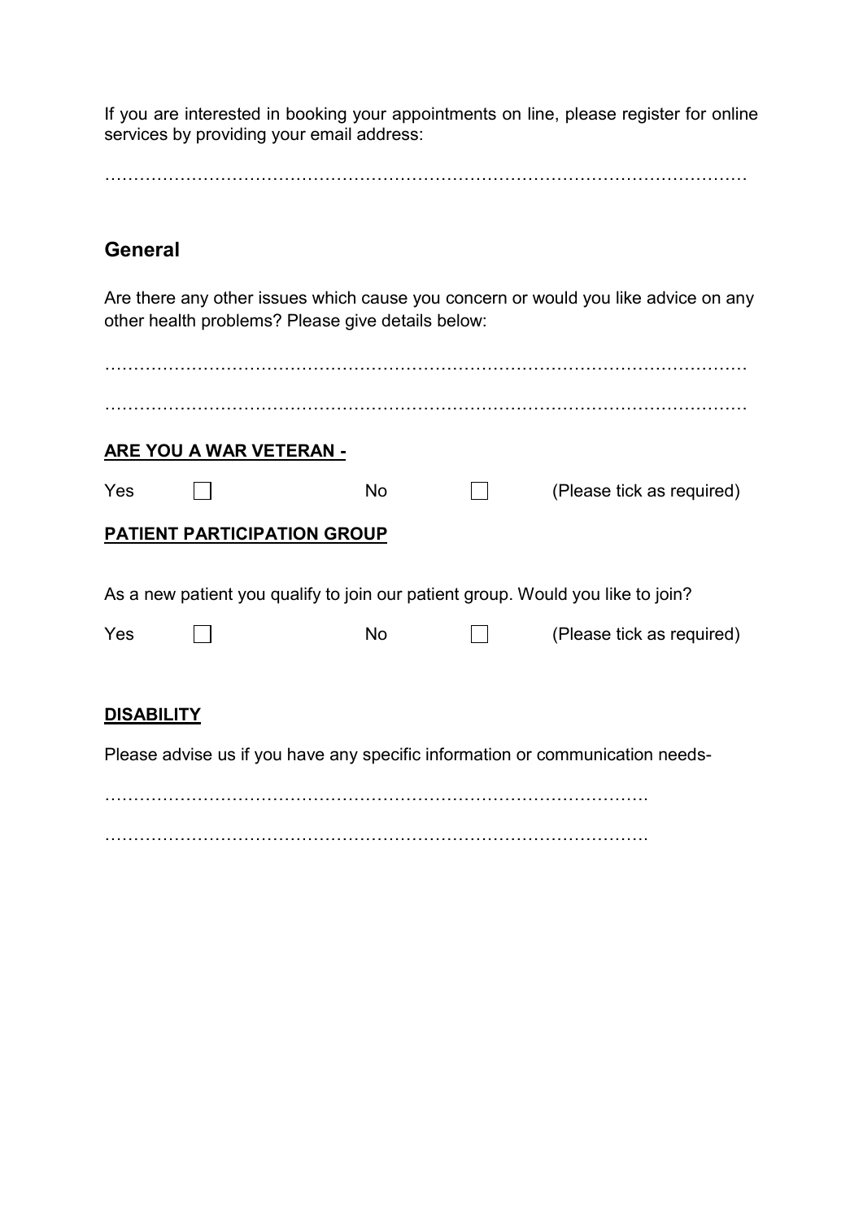If you are interested in booking your appointments on line, please register for online services by providing your email address:

……………………………………………………………………………………………………

## General

Are there any other issues which cause you concern or would you like advice on any other health problems? Please give details below:

……………………………………………………………………………………………………

……………………………………………………………………………………………………

**ARE YOU A WAR VETERAN -**

Yes ☐ No ☐ (Please tick as required)

**PATIENT PARTICIPATION GROUP**

As a new patient you qualify to join our patient group. Would you like to join?

Yes ☐ No ☐ (Please tick as required)

**DISABILITY**

Please advise us if you have any specific information or communication needs-

…………………………………………………………………………………

…………………………………………………………………………………